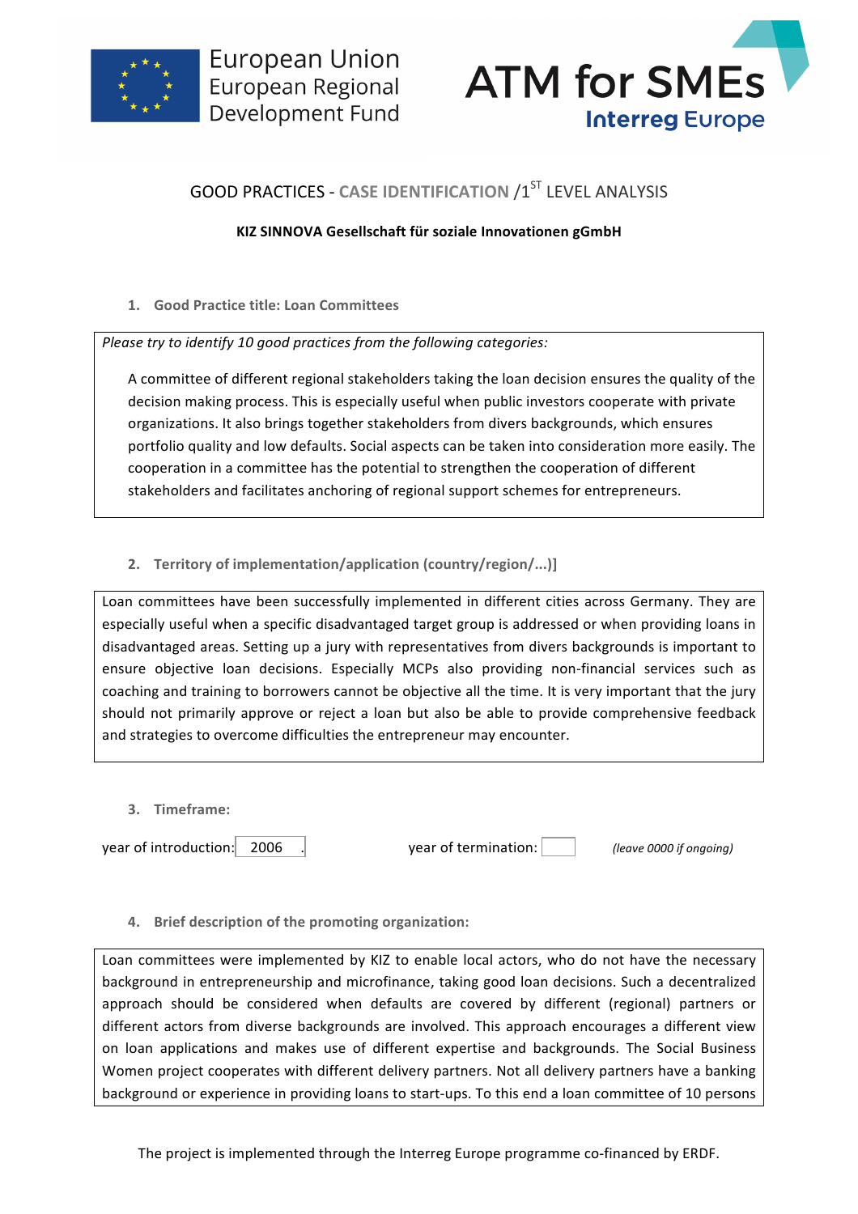European Union
European Regional
Development Fund

ATM for SMEs
Interreg Europe

## GOOD PRACTICES - CASE IDENTIFICATION /1[ST] LEVEL ANALYSIS

**KIZ SINNOVA Gesellschaft für soziale Innovationen gGmbH**

### 1. Good Practice title: Loan Committees

*Please try to identify 10 good practices from the following categories:*

A committee of different regional stakeholders taking the loan decision ensures the quality of the decision making process. This is especially useful when public investors cooperate with private organizations. It also brings together stakeholders from divers backgrounds, which ensures portfolio quality and low defaults. Social aspects can be taken into consideration more easily. The cooperation in a committee has the potential to strengthen the cooperation of different stakeholders and facilitates anchoring of regional support schemes for entrepreneurs.

### 2. Territory of implementation/application (country/region/...)]

Loan committees have been successfully implemented in different cities across Germany. They are especially useful when a specific disadvantaged target group is addressed or when providing loans in disadvantaged areas. Setting up a jury with representatives from divers backgrounds is important to ensure objective loan decisions. Especially MCPs also providing non-financial services such as coaching and training to borrowers cannot be objective all the time. It is very important that the jury should not primarily approve or reject a loan but also be able to provide comprehensive feedback and strategies to overcome difficulties the entrepreneur may encounter.

### 3. Timeframe:

year of introduction: 2006 . year of termination: *(leave 0000 if ongoing)*

### 4. Brief description of the promoting organization:

Loan committees were implemented by KIZ to enable local actors, who do not have the necessary background in entrepreneurship and microfinance, taking good loan decisions. Such a decentralized approach should be considered when defaults are covered by different (regional) partners or different actors from diverse backgrounds are involved. This approach encourages a different view on loan applications and makes use of different expertise and backgrounds. The Social Business Women project cooperates with different delivery partners. Not all delivery partners have a banking background or experience in providing loans to start-ups. To this end a loan committee of 10 persons

The project is implemented through the Interreg Europe programme co-financed by ERDF.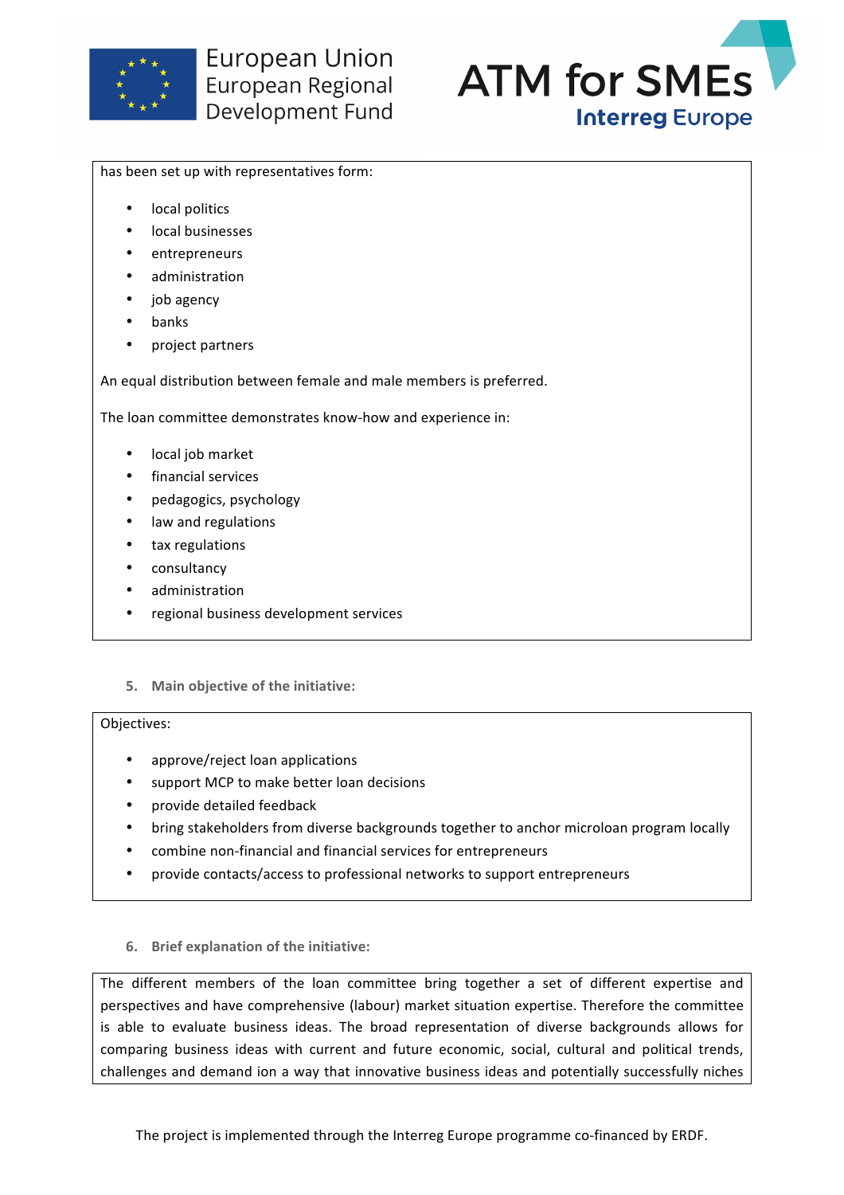has been set up with representatives form:

- local politics
- local businesses
- entrepreneurs
- administration
- job agency
- banks
- project partners

An equal distribution between female and male members is preferred.

The loan committee demonstrates know-how and experience in:

- local job market
- financial services
- pedagogics, psychology
- law and regulations
- tax regulations
- consultancy
- administration
- regional business development services

### 5. Main objective of the initiative:

Objectives:

- approve/reject loan applications
- support MCP to make better loan decisions
- provide detailed feedback
- bring stakeholders from diverse backgrounds together to anchor microloan program locally
- combine non-financial and financial services for entrepreneurs
- provide contacts/access to professional networks to support entrepreneurs

### 6. Brief explanation of the initiative:

The different members of the loan committee bring together a set of different expertise and perspectives and have comprehensive (labour) market situation expertise. Therefore the committee is able to evaluate business ideas. The broad representation of diverse backgrounds allows for comparing business ideas with current and future economic, social, cultural and political trends, challenges and demand ion a way that innovative business ideas and potentially successfully niches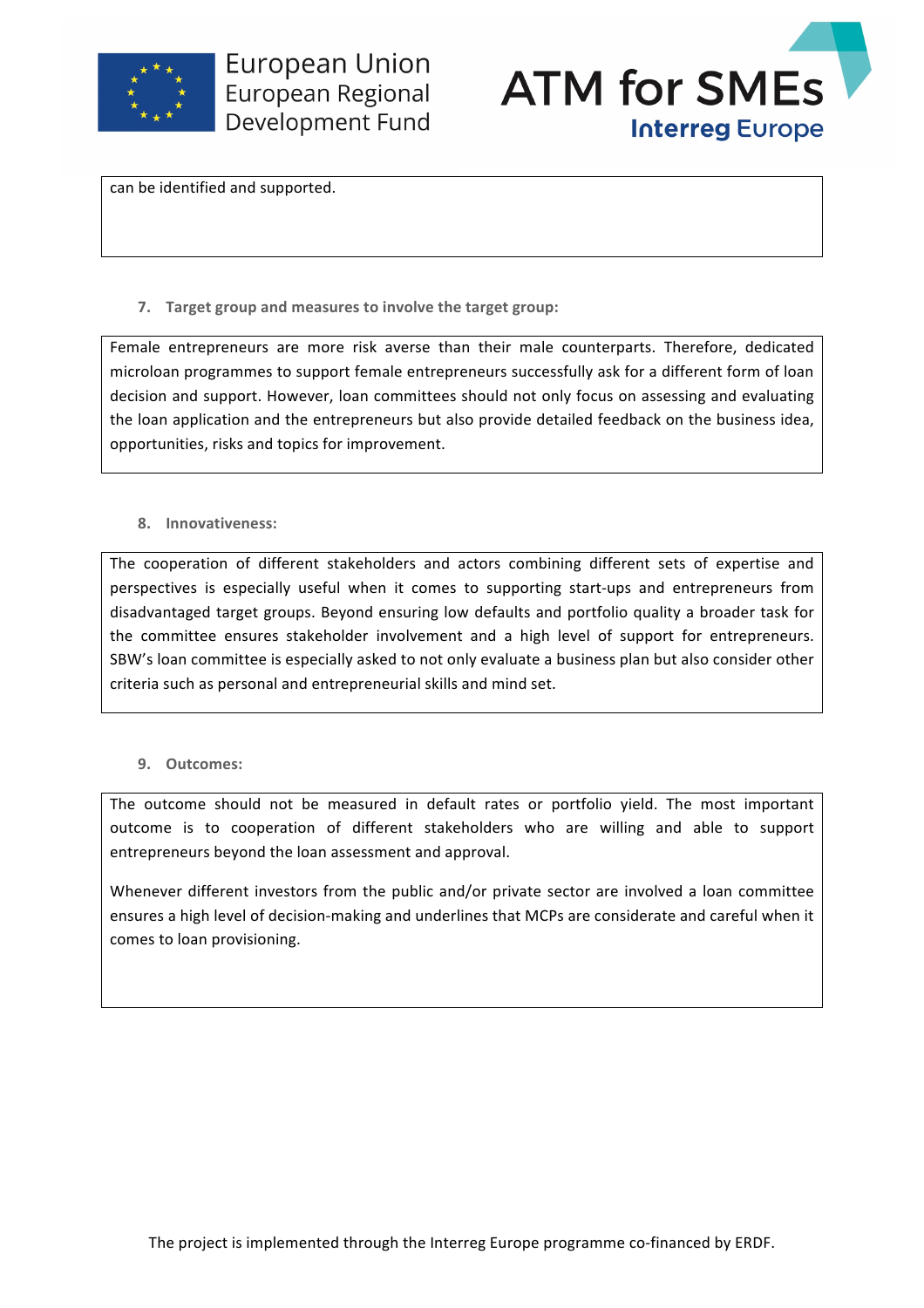can be identified and supported.

7. **Target group and measures to involve the target group:**

Female entrepreneurs are more risk averse than their male counterparts. Therefore, dedicated microloan programmes to support female entrepreneurs successfully ask for a different form of loan decision and support. However, loan committees should not only focus on assessing and evaluating the loan application and the entrepreneurs but also provide detailed feedback on the business idea, opportunities, risks and topics for improvement.

8. **Innovativeness:**

The cooperation of different stakeholders and actors combining different sets of expertise and perspectives is especially useful when it comes to supporting start-ups and entrepreneurs from disadvantaged target groups. Beyond ensuring low defaults and portfolio quality a broader task for the committee ensures stakeholder involvement and a high level of support for entrepreneurs. SBW's loan committee is especially asked to not only evaluate a business plan but also consider other criteria such as personal and entrepreneurial skills and mind set.

9. **Outcomes:**

The outcome should not be measured in default rates or portfolio yield. The most important outcome is to cooperation of different stakeholders who are willing and able to support entrepreneurs beyond the loan assessment and approval.

Whenever different investors from the public and/or private sector are involved a loan committee ensures a high level of decision-making and underlines that MCPs are considerate and careful when it comes to loan provisioning.